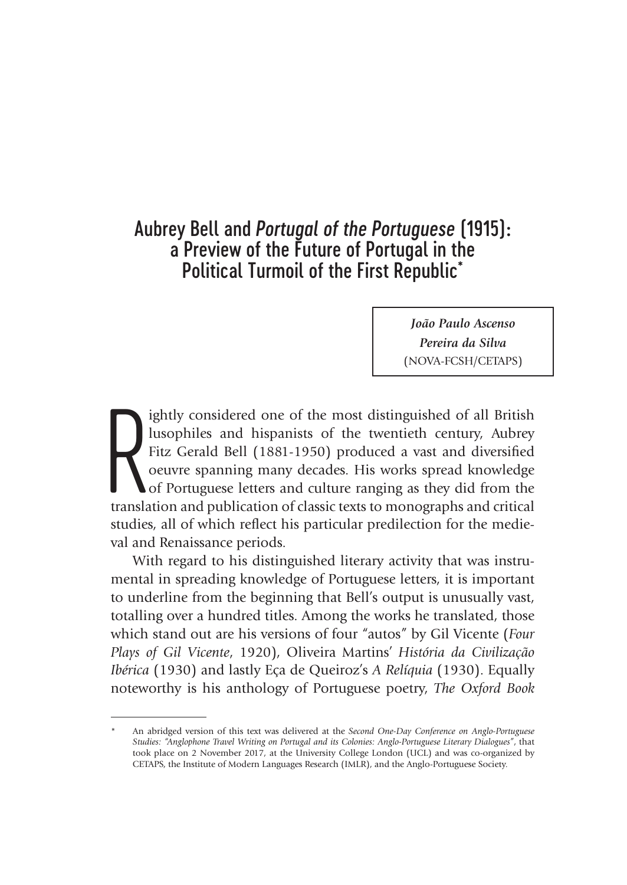# Aubrey Bell and *Portugal of the Portuguese* (1915): a Preview of the Future of Portugal in the Political Turmoil of the First Republic[*]

***João Paulo Ascenso Pereira da Silva***
(NOVA-FCSH/CETAPS)

Rightly considered one of the most distinguished of all British lusophiles and hispanists of the twentieth century, Aubrey Fitz Gerald Bell (1881-1950) produced a vast and diversified oeuvre spanning many decades. His works spread knowledge of Portuguese letters and culture ranging as they did from the translation and publication of classic texts to monographs and critical studies, all of which reflect his particular predilection for the medieval and Renaissance periods.

With regard to his distinguished literary activity that was instrumental in spreading knowledge of Portuguese letters, it is important to underline from the beginning that Bell's output is unusually vast, totalling over a hundred titles. Among the works he translated, those which stand out are his versions of four "autos" by Gil Vicente (*Four Plays of Gil Vicente*, 1920), Oliveira Martins' *História da Civilização Ibérica* (1930) and lastly Eça de Queiroz's *A Relíquia* (1930). Equally noteworthy is his anthology of Portuguese poetry, *The Oxford Book*

---

[*] An abridged version of this text was delivered at the *Second One-Day Conference on Anglo-Portuguese Studies: "Anglophone Travel Writing on Portugal and its Colonies: Anglo-Portuguese Literary Dialogues"*, that took place on 2 November 2017, at the University College London (UCL) and was co-organized by CETAPS, the Institute of Modern Languages Research (IMLR), and the Anglo-Portuguese Society.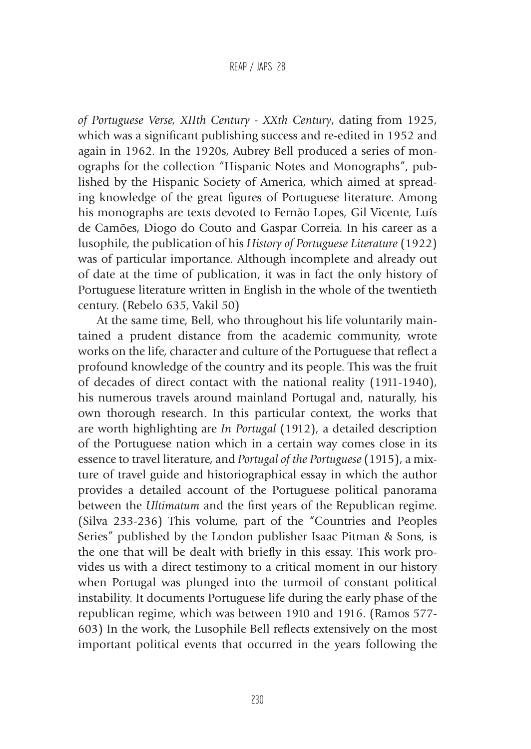*of Portuguese Verse, XIIth Century - XXth Century*, dating from 1925, which was a significant publishing success and re-edited in 1952 and again in 1962. In the 1920s, Aubrey Bell produced a series of monographs for the collection "Hispanic Notes and Monographs", published by the Hispanic Society of America, which aimed at spreading knowledge of the great figures of Portuguese literature. Among his monographs are texts devoted to Fernão Lopes, Gil Vicente, Luís de Camões, Diogo do Couto and Gaspar Correia. In his career as a lusophile, the publication of his *History of Portuguese Literature* (1922) was of particular importance. Although incomplete and already out of date at the time of publication, it was in fact the only history of Portuguese literature written in English in the whole of the twentieth century. (Rebelo 635, Vakil 50)

At the same time, Bell, who throughout his life voluntarily maintained a prudent distance from the academic community, wrote works on the life, character and culture of the Portuguese that reflect a profound knowledge of the country and its people. This was the fruit of decades of direct contact with the national reality (1911-1940), his numerous travels around mainland Portugal and, naturally, his own thorough research. In this particular context, the works that are worth highlighting are *In Portugal* (1912), a detailed description of the Portuguese nation which in a certain way comes close in its essence to travel literature, and *Portugal of the Portuguese* (1915), a mixture of travel guide and historiographical essay in which the author provides a detailed account of the Portuguese political panorama between the *Ultimatum* and the first years of the Republican regime. (Silva 233-236) This volume, part of the "Countries and Peoples Series" published by the London publisher Isaac Pitman & Sons, is the one that will be dealt with briefly in this essay. This work provides us with a direct testimony to a critical moment in our history when Portugal was plunged into the turmoil of constant political instability. It documents Portuguese life during the early phase of the republican regime, which was between 1910 and 1916. (Ramos 577-603) In the work, the Lusophile Bell reflects extensively on the most important political events that occurred in the years following the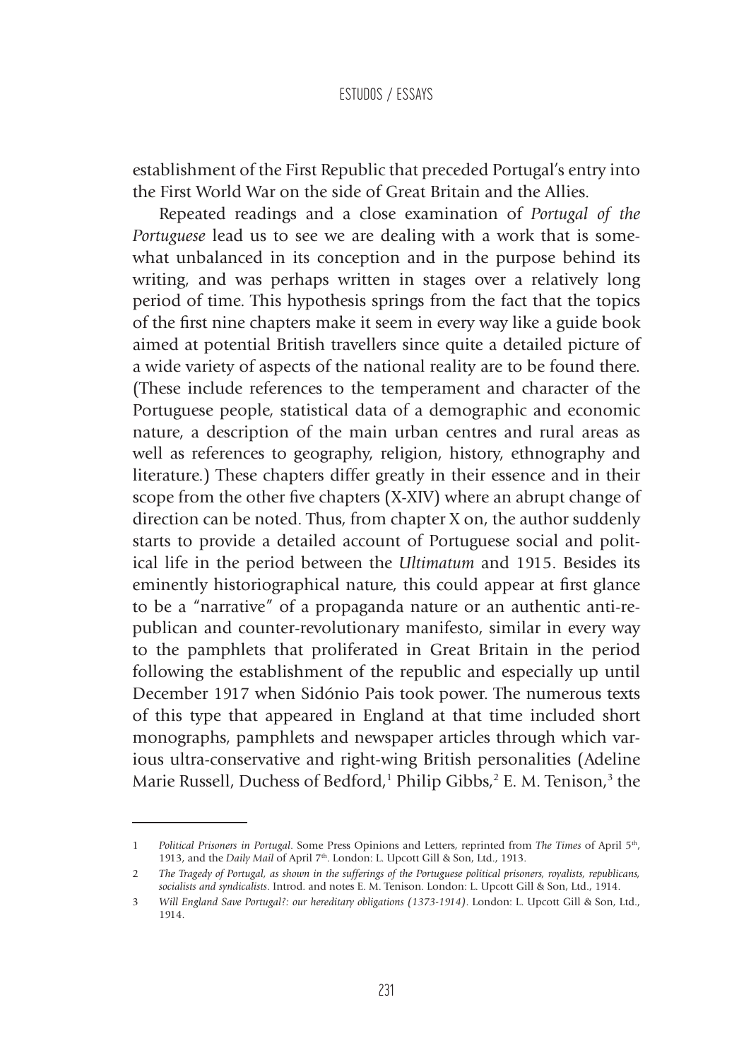establishment of the First Republic that preceded Portugal's entry into the First World War on the side of Great Britain and the Allies.

Repeated readings and a close examination of *Portugal of the Portuguese* lead us to see we are dealing with a work that is somewhat unbalanced in its conception and in the purpose behind its writing, and was perhaps written in stages over a relatively long period of time. This hypothesis springs from the fact that the topics of the first nine chapters make it seem in every way like a guide book aimed at potential British travellers since quite a detailed picture of a wide variety of aspects of the national reality are to be found there. (These include references to the temperament and character of the Portuguese people, statistical data of a demographic and economic nature, a description of the main urban centres and rural areas as well as references to geography, religion, history, ethnography and literature.) These chapters differ greatly in their essence and in their scope from the other five chapters (X-XIV) where an abrupt change of direction can be noted. Thus, from chapter X on, the author suddenly starts to provide a detailed account of Portuguese social and political life in the period between the *Ultimatum* and 1915. Besides its eminently historiographical nature, this could appear at first glance to be a "narrative" of a propaganda nature or an authentic anti-republican and counter-revolutionary manifesto, similar in every way to the pamphlets that proliferated in Great Britain in the period following the establishment of the republic and especially up until December 1917 when Sidónio Pais took power. The numerous texts of this type that appeared in England at that time included short monographs, pamphlets and newspaper articles through which various ultra-conservative and right-wing British personalities (Adeline Marie Russell, Duchess of Bedford,[1] Philip Gibbs,[2] E. M. Tenison,[3] the

---

1 *Political Prisoners in Portugal*. Some Press Opinions and Letters, reprinted from *The Times* of April 5th, 1913, and the *Daily Mail* of April 7th. London: L. Upcott Gill & Son, Ltd., 1913.

2 *The Tragedy of Portugal, as shown in the sufferings of the Portuguese political prisoners, royalists, republicans, socialists and syndicalists*. Introd. and notes E. M. Tenison. London: L. Upcott Gill & Son, Ltd., 1914.

3 *Will England Save Portugal?: our hereditary obligations (1373-1914)*. London: L. Upcott Gill & Son, Ltd., 1914.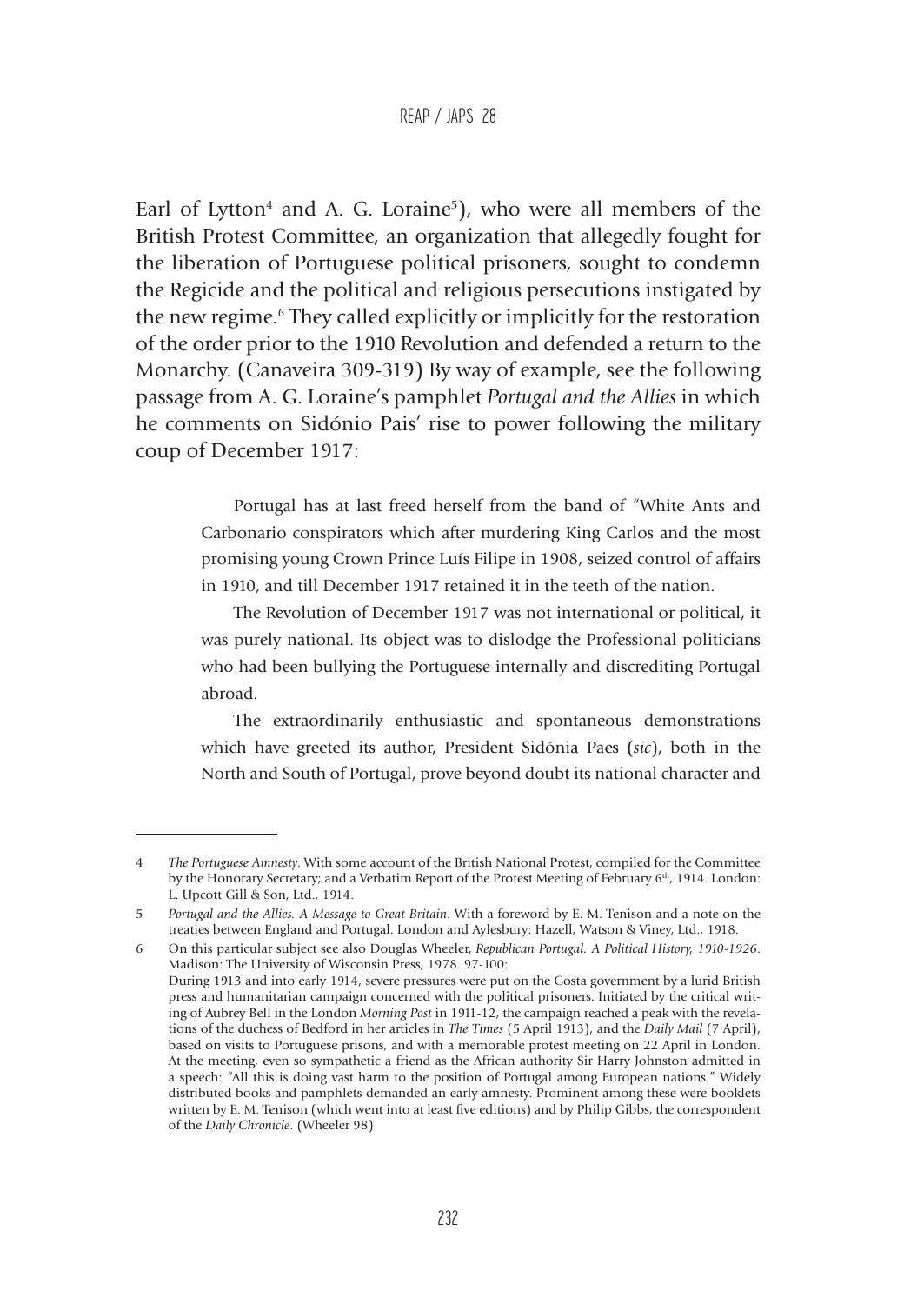Earl of Lytton[4] and A. G. Loraine[5]), who were all members of the British Protest Committee, an organization that allegedly fought for the liberation of Portuguese political prisoners, sought to condemn the Regicide and the political and religious persecutions instigated by the new regime.[6] They called explicitly or implicitly for the restoration of the order prior to the 1910 Revolution and defended a return to the Monarchy. (Canaveira 309-319) By way of example, see the following passage from A. G. Loraine's pamphlet *Portugal and the Allies* in which he comments on Sidónio Pais' rise to power following the military coup of December 1917:

> Portugal has at last freed herself from the band of "White Ants and Carbonario conspirators which after murdering King Carlos and the most promising young Crown Prince Luís Filipe in 1908, seized control of affairs in 1910, and till December 1917 retained it in the teeth of the nation.
>
> The Revolution of December 1917 was not international or political, it was purely national. Its object was to dislodge the Professional politicians who had been bullying the Portuguese internally and discrediting Portugal abroad.
>
> The extraordinarily enthusiastic and spontaneous demonstrations which have greeted its author, President Sidónia Paes (*sic*), both in the North and South of Portugal, prove beyond doubt its national character and

---

4 *The Portuguese Amnesty*. With some account of the British National Protest, compiled for the Committee by the Honorary Secretary; and a Verbatim Report of the Protest Meeting of February 6th, 1914. London: L. Upcott Gill & Son, Ltd., 1914.

5 *Portugal and the Allies. A Message to Great Britain*. With a foreword by E. M. Tenison and a note on the treaties between England and Portugal. London and Aylesbury: Hazell, Watson & Viney, Ltd., 1918.

6 On this particular subject see also Douglas Wheeler, *Republican Portugal. A Political History, 1910-1926*. Madison: The University of Wisconsin Press, 1978. 97-100:
During 1913 and into early 1914, severe pressures were put on the Costa government by a lurid British press and humanitarian campaign concerned with the political prisoners. Initiated by the critical writing of Aubrey Bell in the London *Morning Post* in 1911-12, the campaign reached a peak with the revelations of the duchess of Bedford in her articles in *The Times* (5 April 1913), and the *Daily Mail* (7 April), based on visits to Portuguese prisons, and with a memorable protest meeting on 22 April in London. At the meeting, even so sympathetic a friend as the African authority Sir Harry Johnston admitted in a speech: "All this is doing vast harm to the position of Portugal among European nations." Widely distributed books and pamphlets demanded an early amnesty. Prominent among these were booklets written by E. M. Tenison (which went into at least five editions) and by Philip Gibbs, the correspondent of the *Daily Chronicle*. (Wheeler 98)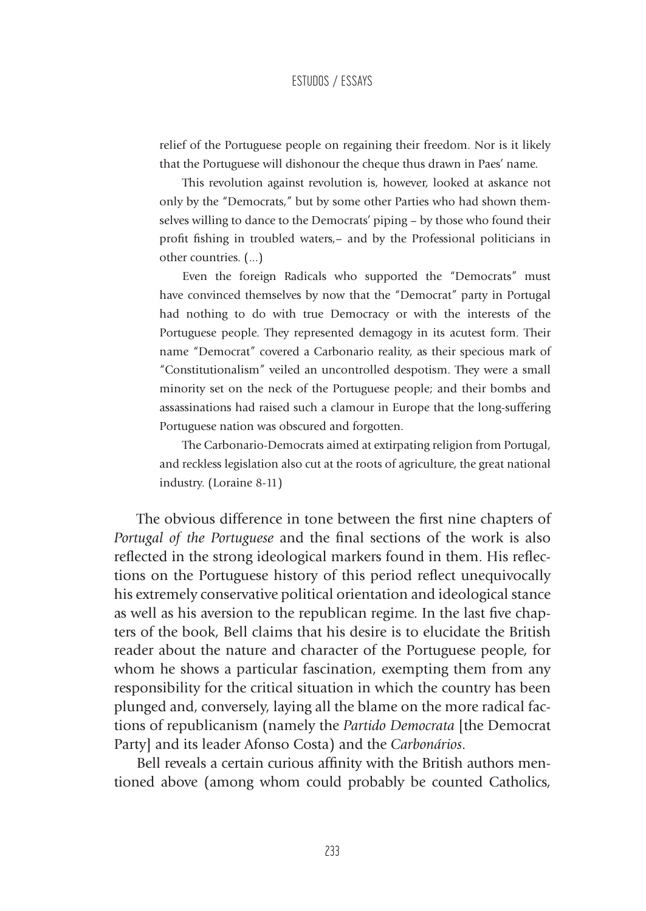> relief of the Portuguese people on regaining their freedom. Nor is it likely that the Portuguese will dishonour the cheque thus drawn in Paes' name.
>
> This revolution against revolution is, however, looked at askance not only by the "Democrats," but by some other Parties who had shown themselves willing to dance to the Democrats' piping – by those who found their profit fishing in troubled waters,– and by the Professional politicians in other countries. (...)
>
> Even the foreign Radicals who supported the "Democrats" must have convinced themselves by now that the "Democrat" party in Portugal had nothing to do with true Democracy or with the interests of the Portuguese people. They represented demagogy in its acutest form. Their name "Democrat" covered a Carbonario reality, as their specious mark of "Constitutionalism" veiled an uncontrolled despotism. They were a small minority set on the neck of the Portuguese people; and their bombs and assassinations had raised such a clamour in Europe that the long-suffering Portuguese nation was obscured and forgotten.
>
> The Carbonario-Democrats aimed at extirpating religion from Portugal, and reckless legislation also cut at the roots of agriculture, the great national industry. (Loraine 8-11)

The obvious difference in tone between the first nine chapters of *Portugal of the Portuguese* and the final sections of the work is also reflected in the strong ideological markers found in them. His reflections on the Portuguese history of this period reflect unequivocally his extremely conservative political orientation and ideological stance as well as his aversion to the republican regime. In the last five chapters of the book, Bell claims that his desire is to elucidate the British reader about the nature and character of the Portuguese people, for whom he shows a particular fascination, exempting them from any responsibility for the critical situation in which the country has been plunged and, conversely, laying all the blame on the more radical factions of republicanism (namely the *Partido Democrata* [the Democrat Party] and its leader Afonso Costa) and the *Carbonários*.

Bell reveals a certain curious affinity with the British authors mentioned above (among whom could probably be counted Catholics,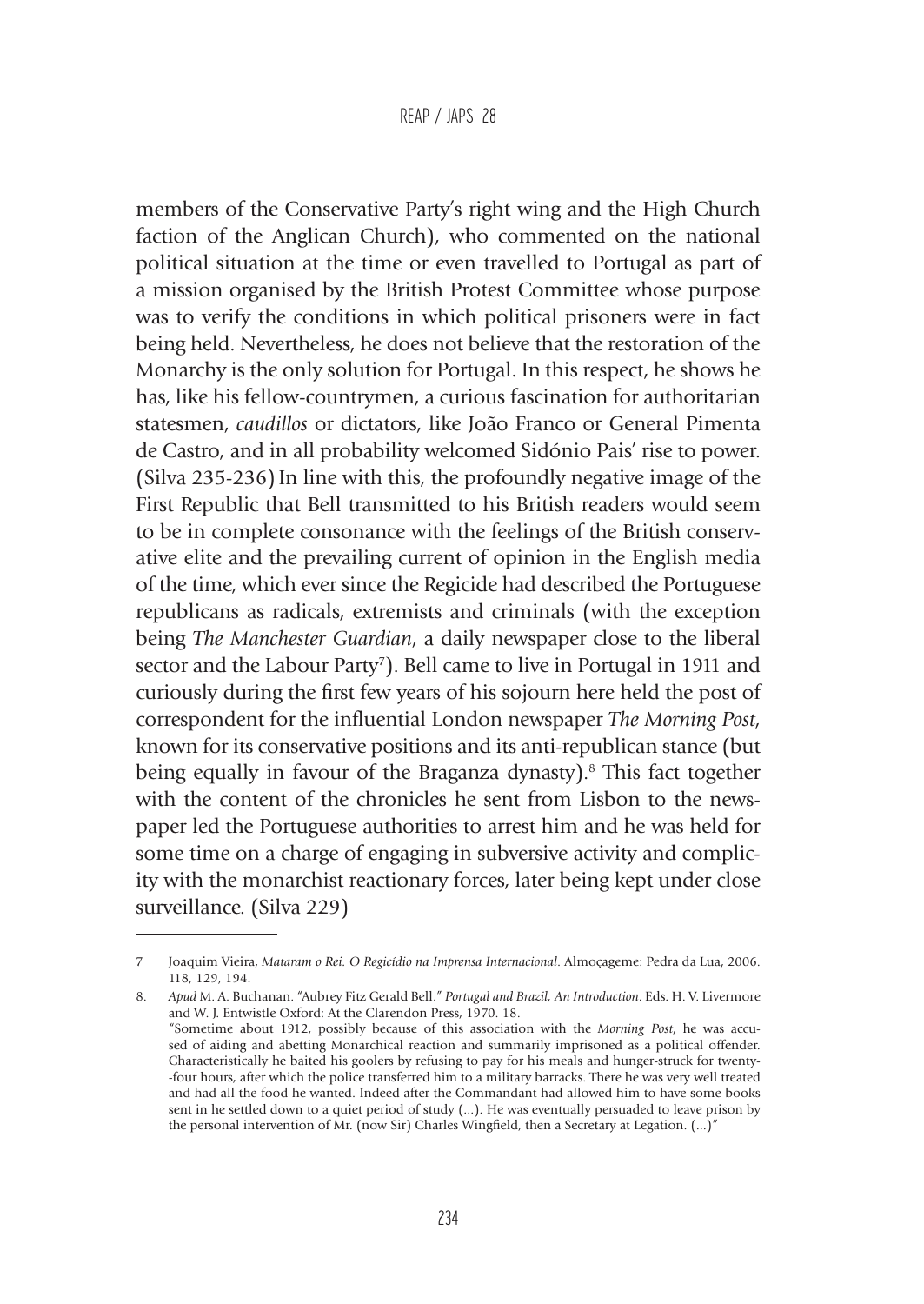members of the Conservative Party's right wing and the High Church faction of the Anglican Church), who commented on the national political situation at the time or even travelled to Portugal as part of a mission organised by the British Protest Committee whose purpose was to verify the conditions in which political prisoners were in fact being held. Nevertheless, he does not believe that the restoration of the Monarchy is the only solution for Portugal. In this respect, he shows he has, like his fellow-countrymen, a curious fascination for authoritarian statesmen, *caudillos* or dictators, like João Franco or General Pimenta de Castro, and in all probability welcomed Sidónio Pais' rise to power. (Silva 235-236) In line with this, the profoundly negative image of the First Republic that Bell transmitted to his British readers would seem to be in complete consonance with the feelings of the British conservative elite and the prevailing current of opinion in the English media of the time, which ever since the Regicide had described the Portuguese republicans as radicals, extremists and criminals (with the exception being *The Manchester Guardian*, a daily newspaper close to the liberal sector and the Labour Party[7]). Bell came to live in Portugal in 1911 and curiously during the first few years of his sojourn here held the post of correspondent for the influential London newspaper *The Morning Post*, known for its conservative positions and its anti-republican stance (but being equally in favour of the Braganza dynasty).[8] This fact together with the content of the chronicles he sent from Lisbon to the newspaper led the Portuguese authorities to arrest him and he was held for some time on a charge of engaging in subversive activity and complicity with the monarchist reactionary forces, later being kept under close surveillance. (Silva 229)

---

7 Joaquim Vieira, *Mataram o Rei. O Regicídio na Imprensa Internacional*. Almoçageme: Pedra da Lua, 2006. 118, 129, 194.

8. *Apud* M. A. Buchanan. "Aubrey Fitz Gerald Bell." *Portugal and Brazil, An Introduction*. Eds. H. V. Livermore and W. J. Entwistle Oxford: At the Clarendon Press, 1970. 18.
"Sometime about 1912, possibly because of this association with the *Morning Post*, he was accused of aiding and abetting Monarchical reaction and summarily imprisoned as a political offender. Characteristically he baited his goolers by refusing to pay for his meals and hunger-struck for twenty--four hours, after which the police transferred him to a military barracks. There he was very well treated and had all the food he wanted. Indeed after the Commandant had allowed him to have some books sent in he settled down to a quiet period of study (...). He was eventually persuaded to leave prison by the personal intervention of Mr. (now Sir) Charles Wingfield, then a Secretary at Legation. (...)"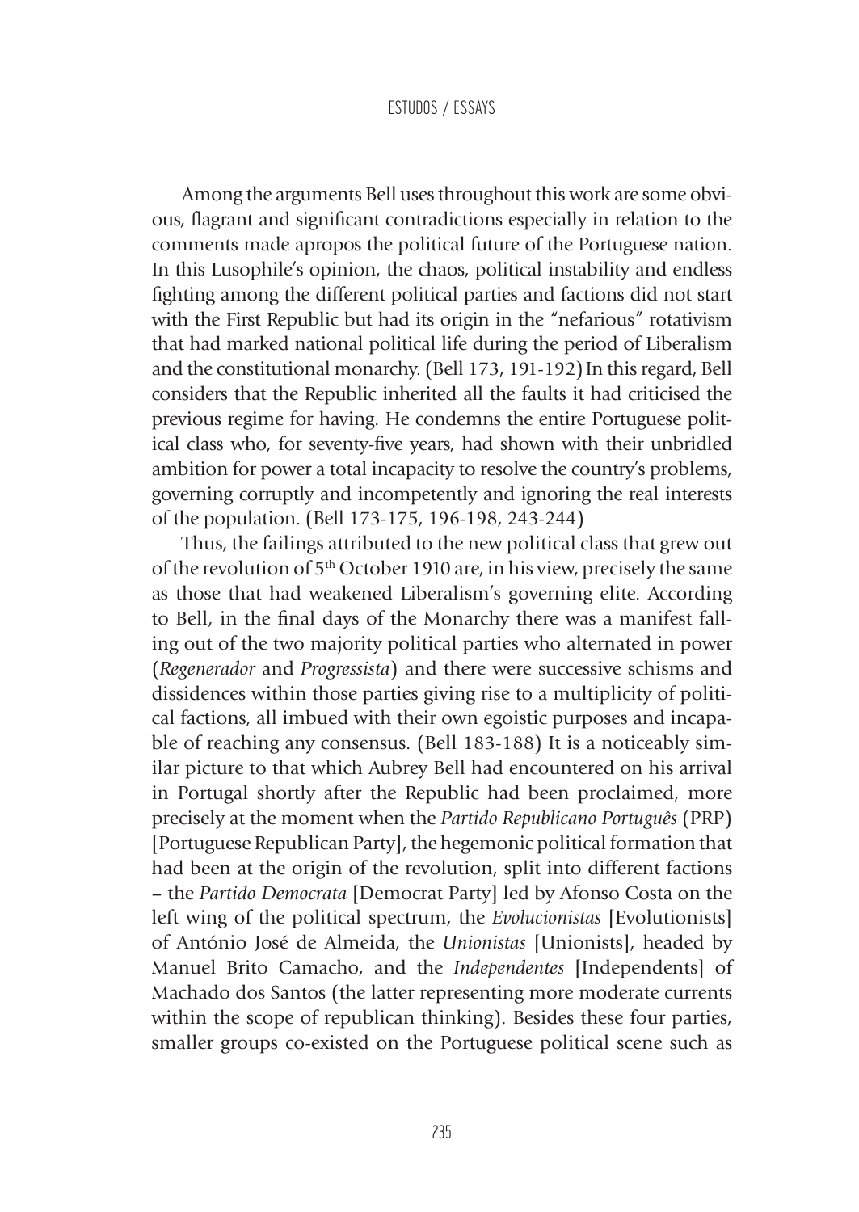Among the arguments Bell uses throughout this work are some obvious, flagrant and significant contradictions especially in relation to the comments made apropos the political future of the Portuguese nation. In this Lusophile's opinion, the chaos, political instability and endless fighting among the different political parties and factions did not start with the First Republic but had its origin in the "nefarious" rotativism that had marked national political life during the period of Liberalism and the constitutional monarchy. (Bell 173, 191-192) In this regard, Bell considers that the Republic inherited all the faults it had criticised the previous regime for having. He condemns the entire Portuguese political class who, for seventy-five years, had shown with their unbridled ambition for power a total incapacity to resolve the country's problems, governing corruptly and incompetently and ignoring the real interests of the population. (Bell 173-175, 196-198, 243-244)

Thus, the failings attributed to the new political class that grew out of the revolution of 5th October 1910 are, in his view, precisely the same as those that had weakened Liberalism's governing elite. According to Bell, in the final days of the Monarchy there was a manifest falling out of the two majority political parties who alternated in power (*Regenerador* and *Progressista*) and there were successive schisms and dissidences within those parties giving rise to a multiplicity of political factions, all imbued with their own egoistic purposes and incapable of reaching any consensus. (Bell 183-188) It is a noticeably similar picture to that which Aubrey Bell had encountered on his arrival in Portugal shortly after the Republic had been proclaimed, more precisely at the moment when the *Partido Republicano Português* (PRP) [Portuguese Republican Party], the hegemonic political formation that had been at the origin of the revolution, split into different factions – the *Partido Democrata* [Democrat Party] led by Afonso Costa on the left wing of the political spectrum, the *Evolucionistas* [Evolutionists] of António José de Almeida, the *Unionistas* [Unionists], headed by Manuel Brito Camacho, and the *Independentes* [Independents] of Machado dos Santos (the latter representing more moderate currents within the scope of republican thinking). Besides these four parties, smaller groups co-existed on the Portuguese political scene such as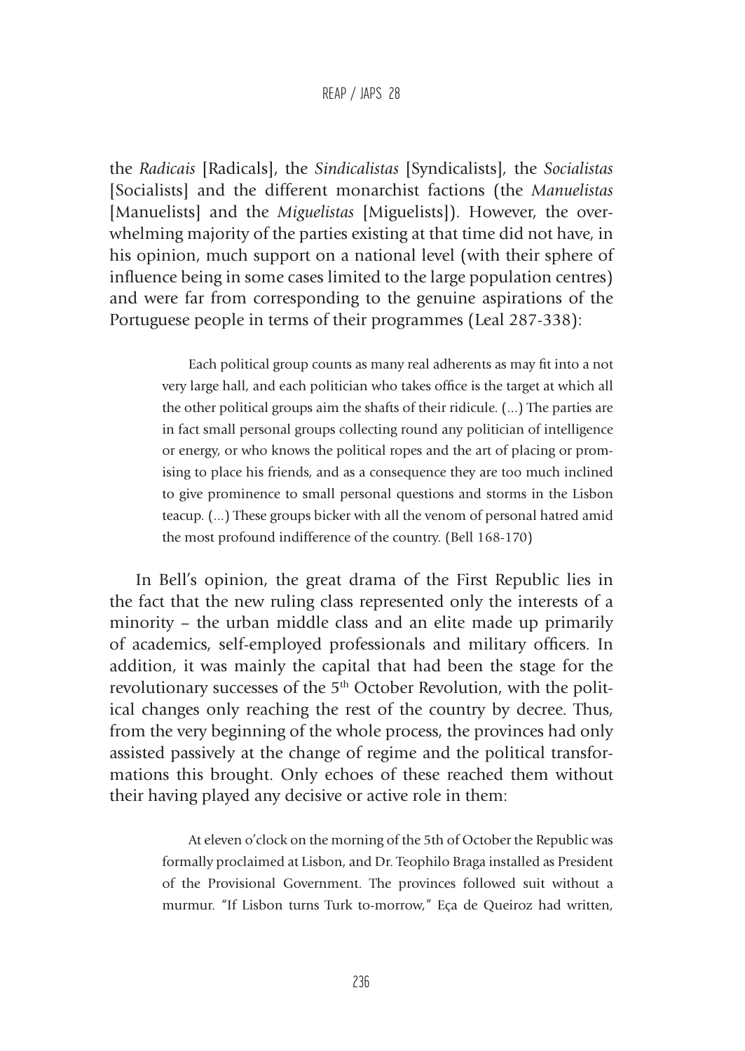the *Radicais* [Radicals], the *Sindicalistas* [Syndicalists], the *Socialistas* [Socialists] and the different monarchist factions (the *Manuelistas* [Manuelists] and the *Miguelistas* [Miguelists]). However, the overwhelming majority of the parties existing at that time did not have, in his opinion, much support on a national level (with their sphere of influence being in some cases limited to the large population centres) and were far from corresponding to the genuine aspirations of the Portuguese people in terms of their programmes (Leal 287-338):

> Each political group counts as many real adherents as may fit into a not very large hall, and each politician who takes office is the target at which all the other political groups aim the shafts of their ridicule. (...) The parties are in fact small personal groups collecting round any politician of intelligence or energy, or who knows the political ropes and the art of placing or promising to place his friends, and as a consequence they are too much inclined to give prominence to small personal questions and storms in the Lisbon teacup. (...) These groups bicker with all the venom of personal hatred amid the most profound indifference of the country. (Bell 168-170)

In Bell's opinion, the great drama of the First Republic lies in the fact that the new ruling class represented only the interests of a minority – the urban middle class and an elite made up primarily of academics, self-employed professionals and military officers. In addition, it was mainly the capital that had been the stage for the revolutionary successes of the 5th October Revolution, with the political changes only reaching the rest of the country by decree. Thus, from the very beginning of the whole process, the provinces had only assisted passively at the change of regime and the political transformations this brought. Only echoes of these reached them without their having played any decisive or active role in them:

> At eleven o'clock on the morning of the 5th of October the Republic was formally proclaimed at Lisbon, and Dr. Teophilo Braga installed as President of the Provisional Government. The provinces followed suit without a murmur. "If Lisbon turns Turk to-morrow," Eça de Queiroz had written,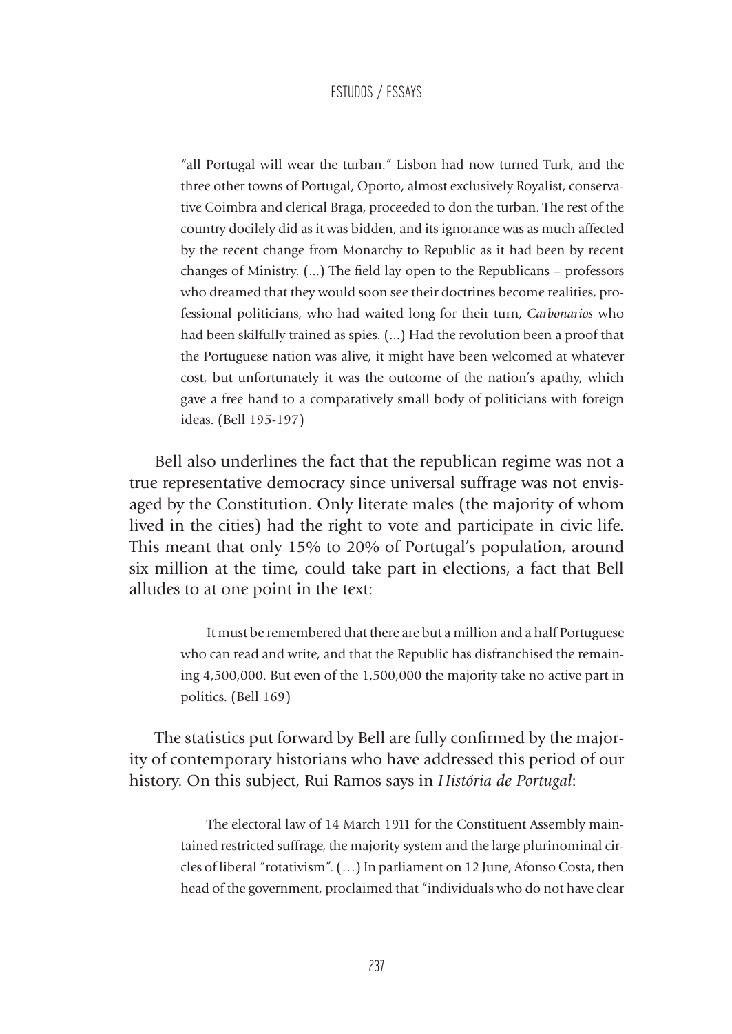> "all Portugal will wear the turban." Lisbon had now turned Turk, and the three other towns of Portugal, Oporto, almost exclusively Royalist, conservative Coimbra and clerical Braga, proceeded to don the turban. The rest of the country docilely did as it was bidden, and its ignorance was as much affected by the recent change from Monarchy to Republic as it had been by recent changes of Ministry. (...) The field lay open to the Republicans – professors who dreamed that they would soon see their doctrines become realities, professional politicians, who had waited long for their turn, *Carbonarios* who had been skilfully trained as spies. (...) Had the revolution been a proof that the Portuguese nation was alive, it might have been welcomed at whatever cost, but unfortunately it was the outcome of the nation's apathy, which gave a free hand to a comparatively small body of politicians with foreign ideas. (Bell 195-197)

Bell also underlines the fact that the republican regime was not a true representative democracy since universal suffrage was not envisaged by the Constitution. Only literate males (the majority of whom lived in the cities) had the right to vote and participate in civic life. This meant that only 15% to 20% of Portugal's population, around six million at the time, could take part in elections, a fact that Bell alludes to at one point in the text:

> It must be remembered that there are but a million and a half Portuguese who can read and write, and that the Republic has disfranchised the remaining 4,500,000. But even of the 1,500,000 the majority take no active part in politics. (Bell 169)

The statistics put forward by Bell are fully confirmed by the majority of contemporary historians who have addressed this period of our history. On this subject, Rui Ramos says in *História de Portugal*:

> The electoral law of 14 March 1911 for the Constituent Assembly maintained restricted suffrage, the majority system and the large plurinominal circles of liberal "rotativism". (…) In parliament on 12 June, Afonso Costa, then head of the government, proclaimed that "individuals who do not have clear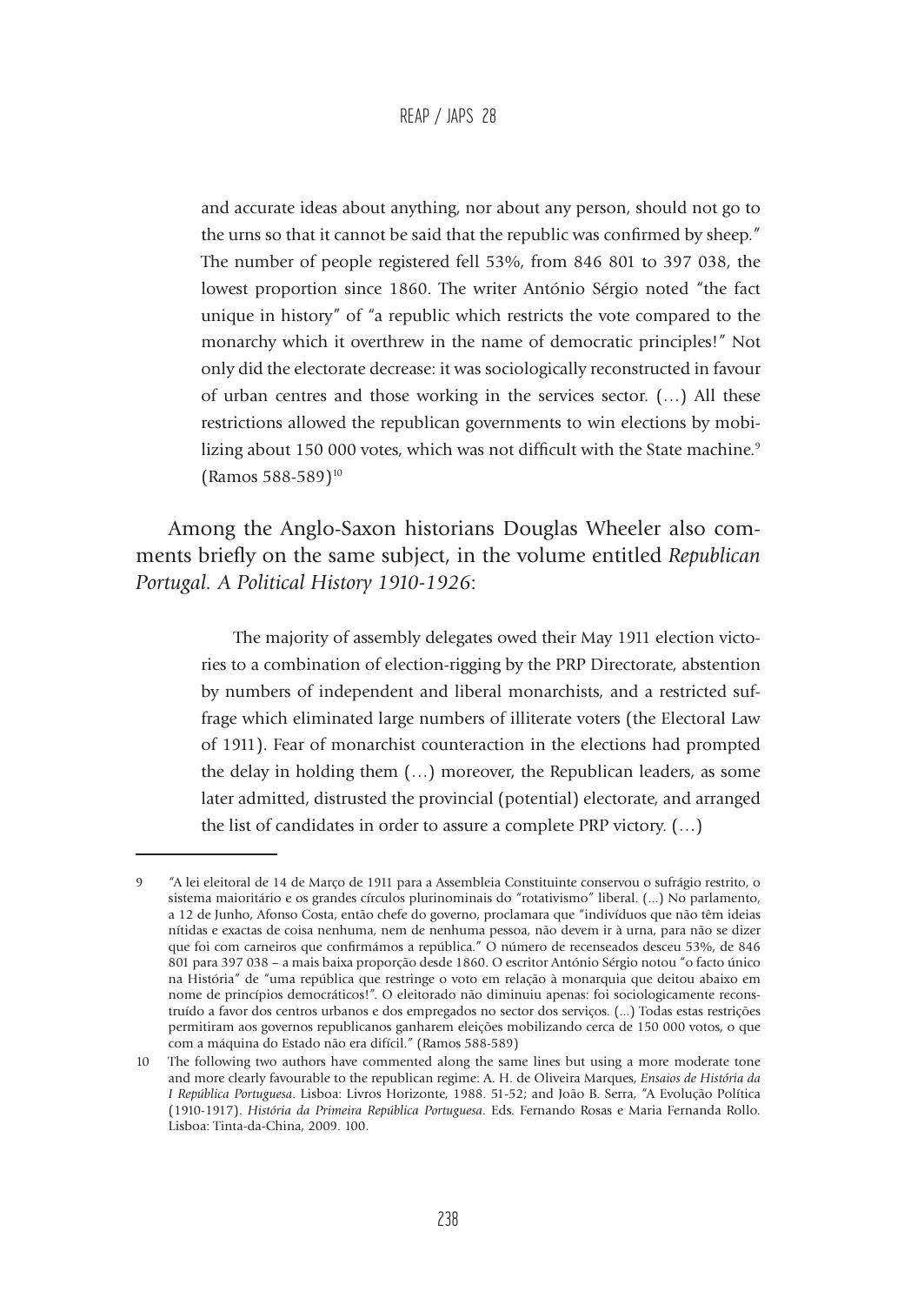> and accurate ideas about anything, nor about any person, should not go to the urns so that it cannot be said that the republic was confirmed by sheep." The number of people registered fell 53%, from 846 801 to 397 038, the lowest proportion since 1860. The writer António Sérgio noted "the fact unique in history" of "a republic which restricts the vote compared to the monarchy which it overthrew in the name of democratic principles!" Not only did the electorate decrease: it was sociologically reconstructed in favour of urban centres and those working in the services sector. (…) All these restrictions allowed the republican governments to win elections by mobilizing about 150 000 votes, which was not difficult with the State machine.[9] (Ramos 588-589)[10]

Among the Anglo-Saxon historians Douglas Wheeler also comments briefly on the same subject, in the volume entitled *Republican Portugal. A Political History 1910-1926*:

> The majority of assembly delegates owed their May 1911 election victories to a combination of election-rigging by the PRP Directorate, abstention by numbers of independent and liberal monarchists, and a restricted suffrage which eliminated large numbers of illiterate voters (the Electoral Law of 1911). Fear of monarchist counteraction in the elections had prompted the delay in holding them (…) moreover, the Republican leaders, as some later admitted, distrusted the provincial (potential) electorate, and arranged the list of candidates in order to assure a complete PRP victory. (…)

---

9 "A lei eleitoral de 14 de Março de 1911 para a Assembleia Constituinte conservou o sufrágio restrito, o sistema maioritário e os grandes círculos plurinominais do "rotativismo" liberal. (...) No parlamento, a 12 de Junho, Afonso Costa, então chefe do governo, proclamara que "indivíduos que não têm ideias nítidas e exactas de coisa nenhuma, nem de nenhuma pessoa, não devem ir à urna, para não se dizer que foi com carneiros que confirmámos a república." O número de recenseados desceu 53%, de 846 801 para 397 038 – a mais baixa proporção desde 1860. O escritor António Sérgio notou "o facto único na História" de "uma república que restringe o voto em relação à monarquia que deitou abaixo em nome de princípios democráticos!". O eleitorado não diminuiu apenas: foi sociologicamente reconstruído a favor dos centros urbanos e dos empregados no sector dos serviços. (...) Todas estas restrições permitiram aos governos republicanos ganharem eleições mobilizando cerca de 150 000 votos, o que com a máquina do Estado não era difícil." (Ramos 588-589)

10 The following two authors have commented along the same lines but using a more moderate tone and more clearly favourable to the republican regime: A. H. de Oliveira Marques, *Ensaios de História da I República Portuguesa*. Lisboa: Livros Horizonte, 1988. 51-52; and João B. Serra, "A Evolução Política (1910-1917). *História da Primeira República Portuguesa*. Eds. Fernando Rosas e Maria Fernanda Rollo. Lisboa: Tinta-da-China, 2009. 100.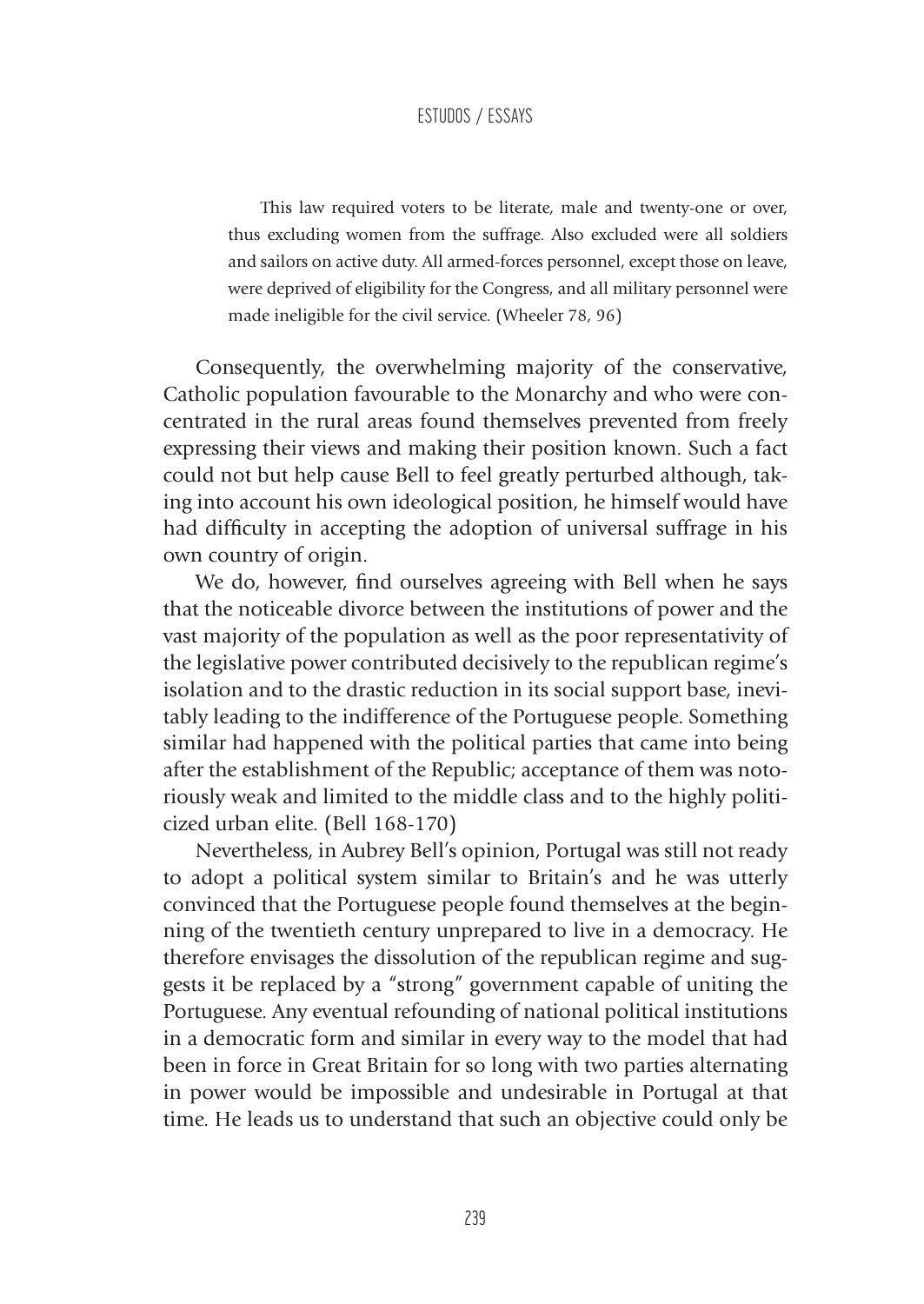> This law required voters to be literate, male and twenty-one or over, thus excluding women from the suffrage. Also excluded were all soldiers and sailors on active duty. All armed-forces personnel, except those on leave, were deprived of eligibility for the Congress, and all military personnel were made ineligible for the civil service. (Wheeler 78, 96)

Consequently, the overwhelming majority of the conservative, Catholic population favourable to the Monarchy and who were concentrated in the rural areas found themselves prevented from freely expressing their views and making their position known. Such a fact could not but help cause Bell to feel greatly perturbed although, taking into account his own ideological position, he himself would have had difficulty in accepting the adoption of universal suffrage in his own country of origin.

We do, however, find ourselves agreeing with Bell when he says that the noticeable divorce between the institutions of power and the vast majority of the population as well as the poor representativity of the legislative power contributed decisively to the republican regime's isolation and to the drastic reduction in its social support base, inevitably leading to the indifference of the Portuguese people. Something similar had happened with the political parties that came into being after the establishment of the Republic; acceptance of them was notoriously weak and limited to the middle class and to the highly politicized urban elite. (Bell 168-170)

Nevertheless, in Aubrey Bell's opinion, Portugal was still not ready to adopt a political system similar to Britain's and he was utterly convinced that the Portuguese people found themselves at the beginning of the twentieth century unprepared to live in a democracy. He therefore envisages the dissolution of the republican regime and suggests it be replaced by a "strong" government capable of uniting the Portuguese. Any eventual refounding of national political institutions in a democratic form and similar in every way to the model that had been in force in Great Britain for so long with two parties alternating in power would be impossible and undesirable in Portugal at that time. He leads us to understand that such an objective could only be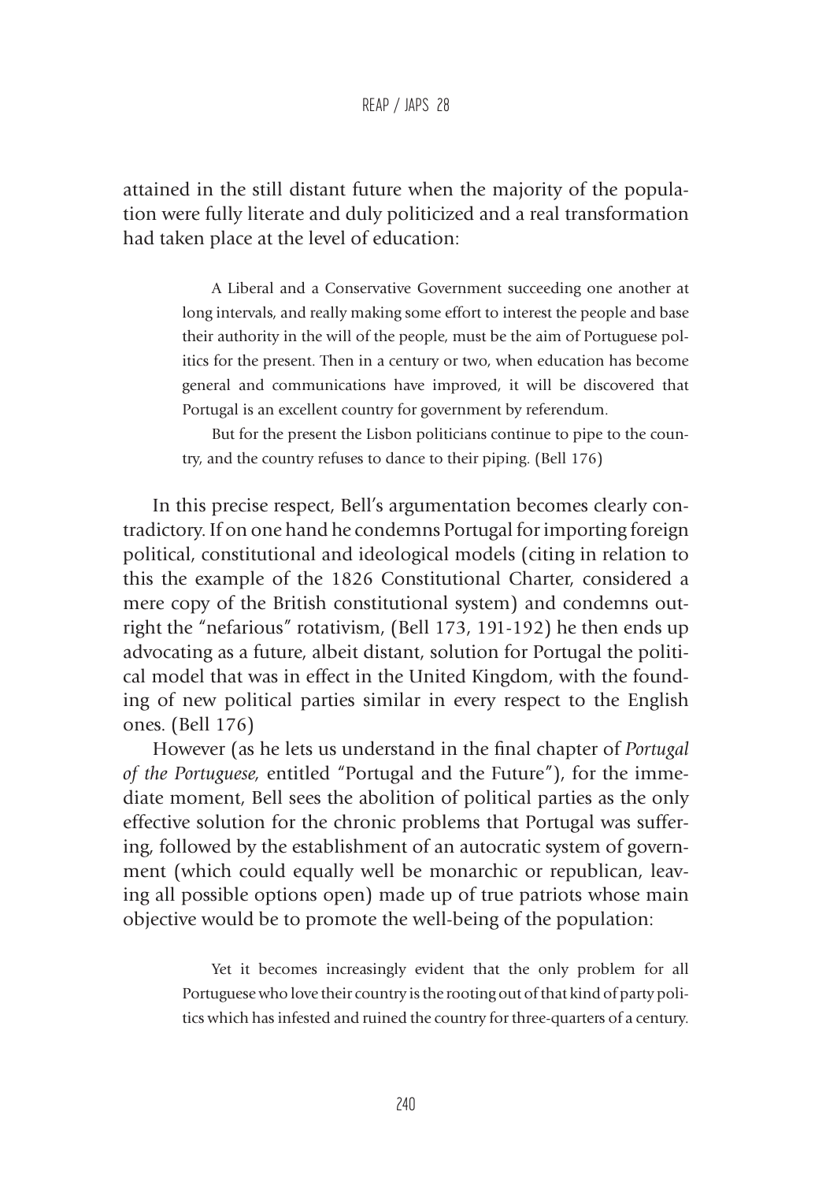attained in the still distant future when the majority of the population were fully literate and duly politicized and a real transformation had taken place at the level of education:

> A Liberal and a Conservative Government succeeding one another at long intervals, and really making some effort to interest the people and base their authority in the will of the people, must be the aim of Portuguese politics for the present. Then in a century or two, when education has become general and communications have improved, it will be discovered that Portugal is an excellent country for government by referendum.
>
> But for the present the Lisbon politicians continue to pipe to the country, and the country refuses to dance to their piping. (Bell 176)

In this precise respect, Bell's argumentation becomes clearly contradictory. If on one hand he condemns Portugal for importing foreign political, constitutional and ideological models (citing in relation to this the example of the 1826 Constitutional Charter, considered a mere copy of the British constitutional system) and condemns outright the "nefarious" rotativism, (Bell 173, 191-192) he then ends up advocating as a future, albeit distant, solution for Portugal the political model that was in effect in the United Kingdom, with the founding of new political parties similar in every respect to the English ones. (Bell 176)

However (as he lets us understand in the final chapter of *Portugal of the Portuguese*, entitled "Portugal and the Future"), for the immediate moment, Bell sees the abolition of political parties as the only effective solution for the chronic problems that Portugal was suffering, followed by the establishment of an autocratic system of government (which could equally well be monarchic or republican, leaving all possible options open) made up of true patriots whose main objective would be to promote the well-being of the population:

> Yet it becomes increasingly evident that the only problem for all Portuguese who love their country is the rooting out of that kind of party politics which has infested and ruined the country for three-quarters of a century.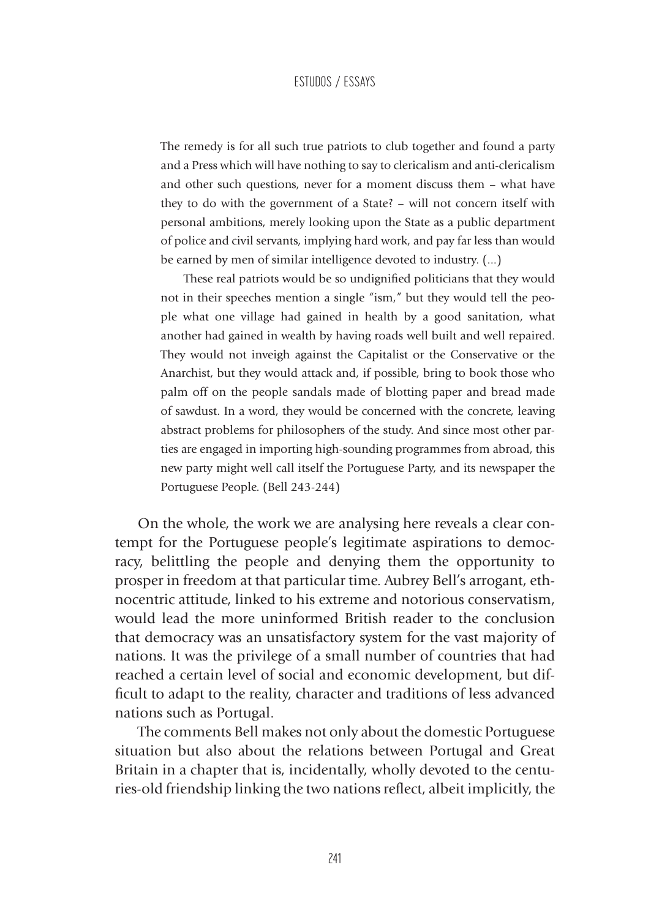> The remedy is for all such true patriots to club together and found a party and a Press which will have nothing to say to clericalism and anti-clericalism and other such questions, never for a moment discuss them – what have they to do with the government of a State? – will not concern itself with personal ambitions, merely looking upon the State as a public department of police and civil servants, implying hard work, and pay far less than would be earned by men of similar intelligence devoted to industry. (...)
>
> These real patriots would be so undignified politicians that they would not in their speeches mention a single "ism," but they would tell the people what one village had gained in health by a good sanitation, what another had gained in wealth by having roads well built and well repaired. They would not inveigh against the Capitalist or the Conservative or the Anarchist, but they would attack and, if possible, bring to book those who palm off on the people sandals made of blotting paper and bread made of sawdust. In a word, they would be concerned with the concrete, leaving abstract problems for philosophers of the study. And since most other parties are engaged in importing high-sounding programmes from abroad, this new party might well call itself the Portuguese Party, and its newspaper the Portuguese People. (Bell 243-244)

On the whole, the work we are analysing here reveals a clear contempt for the Portuguese people's legitimate aspirations to democracy, belittling the people and denying them the opportunity to prosper in freedom at that particular time. Aubrey Bell's arrogant, ethnocentric attitude, linked to his extreme and notorious conservatism, would lead the more uninformed British reader to the conclusion that democracy was an unsatisfactory system for the vast majority of nations. It was the privilege of a small number of countries that had reached a certain level of social and economic development, but difficult to adapt to the reality, character and traditions of less advanced nations such as Portugal.

The comments Bell makes not only about the domestic Portuguese situation but also about the relations between Portugal and Great Britain in a chapter that is, incidentally, wholly devoted to the centuries-old friendship linking the two nations reflect, albeit implicitly, the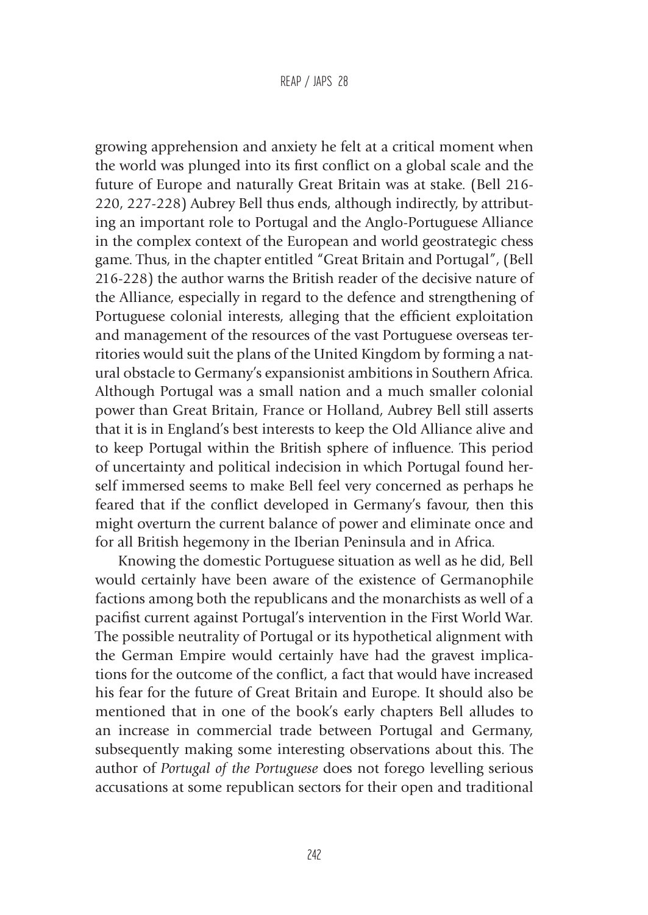growing apprehension and anxiety he felt at a critical moment when the world was plunged into its first conflict on a global scale and the future of Europe and naturally Great Britain was at stake. (Bell 216-220, 227-228) Aubrey Bell thus ends, although indirectly, by attributing an important role to Portugal and the Anglo-Portuguese Alliance in the complex context of the European and world geostrategic chess game. Thus, in the chapter entitled "Great Britain and Portugal", (Bell 216-228) the author warns the British reader of the decisive nature of the Alliance, especially in regard to the defence and strengthening of Portuguese colonial interests, alleging that the efficient exploitation and management of the resources of the vast Portuguese overseas territories would suit the plans of the United Kingdom by forming a natural obstacle to Germany's expansionist ambitions in Southern Africa. Although Portugal was a small nation and a much smaller colonial power than Great Britain, France or Holland, Aubrey Bell still asserts that it is in England's best interests to keep the Old Alliance alive and to keep Portugal within the British sphere of influence. This period of uncertainty and political indecision in which Portugal found herself immersed seems to make Bell feel very concerned as perhaps he feared that if the conflict developed in Germany's favour, then this might overturn the current balance of power and eliminate once and for all British hegemony in the Iberian Peninsula and in Africa.

Knowing the domestic Portuguese situation as well as he did, Bell would certainly have been aware of the existence of Germanophile factions among both the republicans and the monarchists as well of a pacifist current against Portugal's intervention in the First World War. The possible neutrality of Portugal or its hypothetical alignment with the German Empire would certainly have had the gravest implications for the outcome of the conflict, a fact that would have increased his fear for the future of Great Britain and Europe. It should also be mentioned that in one of the book's early chapters Bell alludes to an increase in commercial trade between Portugal and Germany, subsequently making some interesting observations about this. The author of *Portugal of the Portuguese* does not forego levelling serious accusations at some republican sectors for their open and traditional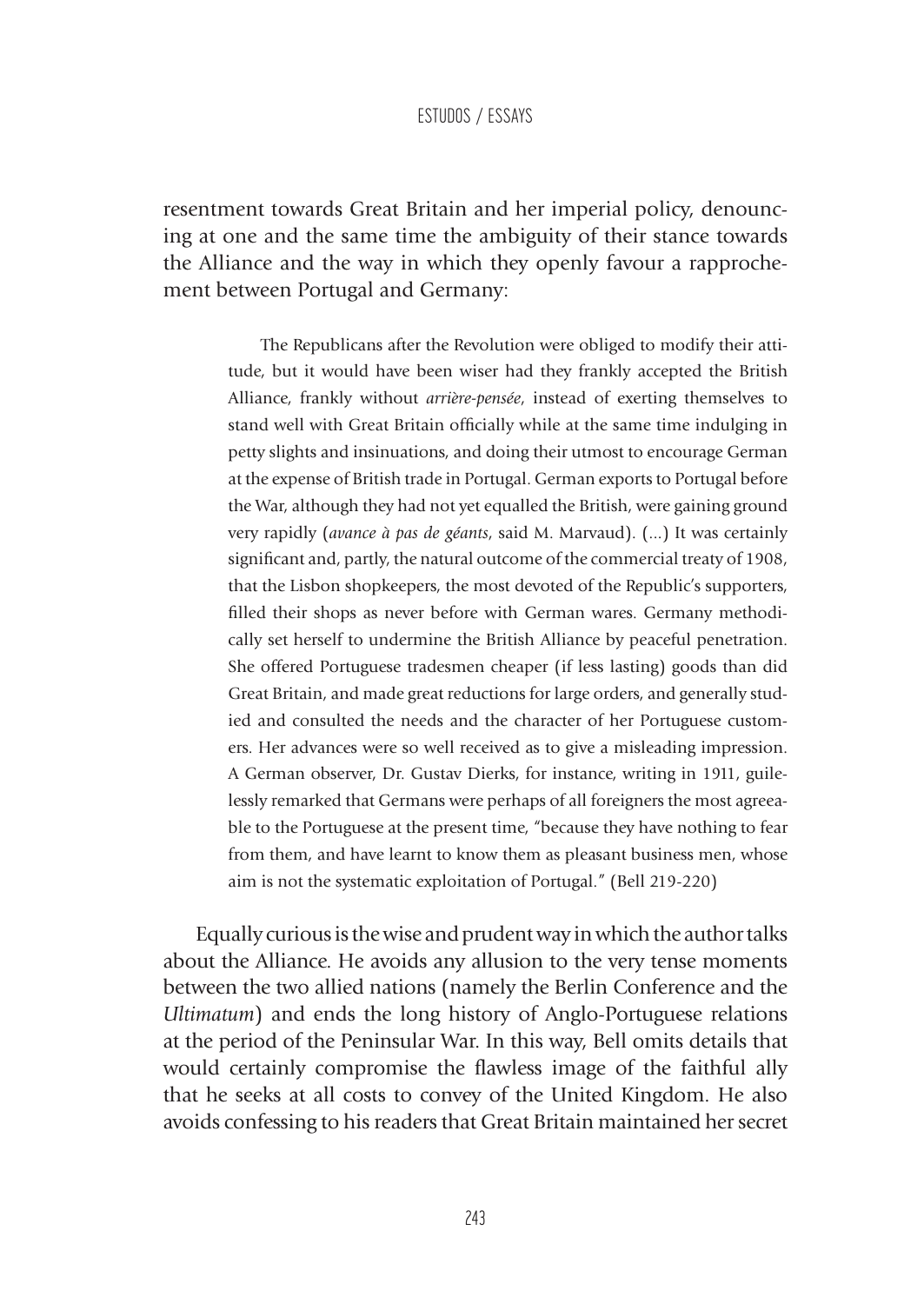resentment towards Great Britain and her imperial policy, denouncing at one and the same time the ambiguity of their stance towards the Alliance and the way in which they openly favour a rapprochement between Portugal and Germany:

> The Republicans after the Revolution were obliged to modify their attitude, but it would have been wiser had they frankly accepted the British Alliance, frankly without *arrière-pensée*, instead of exerting themselves to stand well with Great Britain officially while at the same time indulging in petty slights and insinuations, and doing their utmost to encourage German at the expense of British trade in Portugal. German exports to Portugal before the War, although they had not yet equalled the British, were gaining ground very rapidly (*avance à pas de géants*, said M. Marvaud). (...) It was certainly significant and, partly, the natural outcome of the commercial treaty of 1908, that the Lisbon shopkeepers, the most devoted of the Republic's supporters, filled their shops as never before with German wares. Germany methodically set herself to undermine the British Alliance by peaceful penetration. She offered Portuguese tradesmen cheaper (if less lasting) goods than did Great Britain, and made great reductions for large orders, and generally studied and consulted the needs and the character of her Portuguese customers. Her advances were so well received as to give a misleading impression. A German observer, Dr. Gustav Dierks, for instance, writing in 1911, guilelessly remarked that Germans were perhaps of all foreigners the most agreeable to the Portuguese at the present time, "because they have nothing to fear from them, and have learnt to know them as pleasant business men, whose aim is not the systematic exploitation of Portugal." (Bell 219-220)

Equally curious is the wise and prudent way in which the author talks about the Alliance. He avoids any allusion to the very tense moments between the two allied nations (namely the Berlin Conference and the *Ultimatum*) and ends the long history of Anglo-Portuguese relations at the period of the Peninsular War. In this way, Bell omits details that would certainly compromise the flawless image of the faithful ally that he seeks at all costs to convey of the United Kingdom. He also avoids confessing to his readers that Great Britain maintained her secret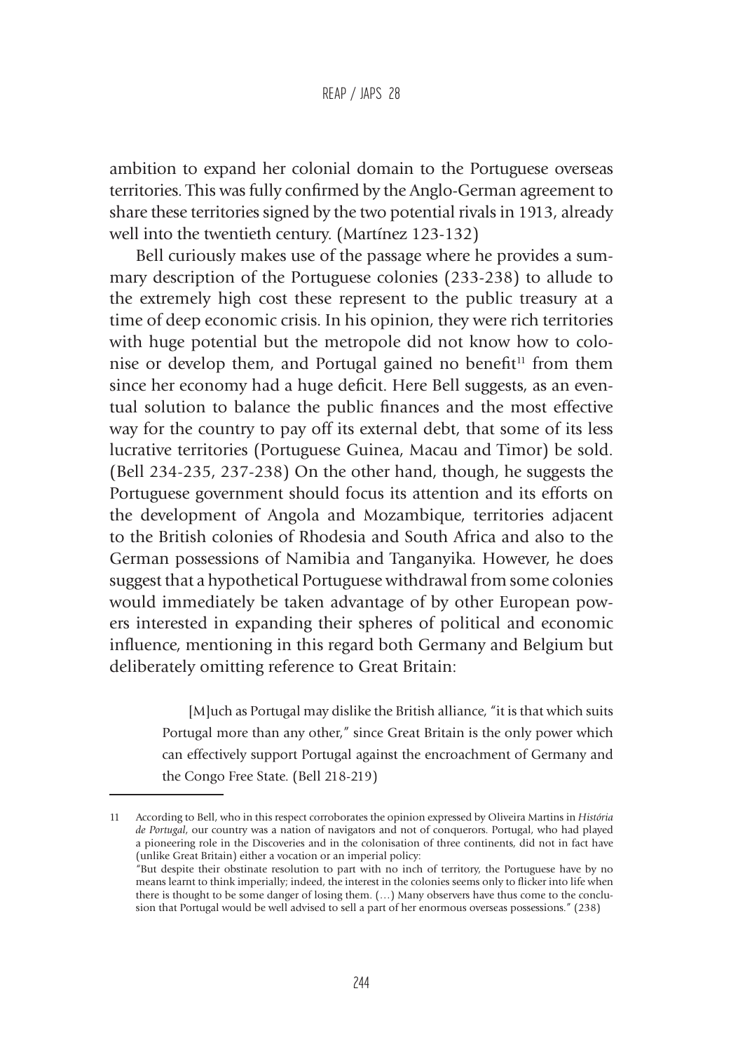ambition to expand her colonial domain to the Portuguese overseas territories. This was fully confirmed by the Anglo-German agreement to share these territories signed by the two potential rivals in 1913, already well into the twentieth century. (Martínez 123-132)

Bell curiously makes use of the passage where he provides a summary description of the Portuguese colonies (233-238) to allude to the extremely high cost these represent to the public treasury at a time of deep economic crisis. In his opinion, they were rich territories with huge potential but the metropole did not know how to colonise or develop them, and Portugal gained no benefit[11] from them since her economy had a huge deficit. Here Bell suggests, as an eventual solution to balance the public finances and the most effective way for the country to pay off its external debt, that some of its less lucrative territories (Portuguese Guinea, Macau and Timor) be sold. (Bell 234-235, 237-238) On the other hand, though, he suggests the Portuguese government should focus its attention and its efforts on the development of Angola and Mozambique, territories adjacent to the British colonies of Rhodesia and South Africa and also to the German possessions of Namibia and Tanganyika. However, he does suggest that a hypothetical Portuguese withdrawal from some colonies would immediately be taken advantage of by other European powers interested in expanding their spheres of political and economic influence, mentioning in this regard both Germany and Belgium but deliberately omitting reference to Great Britain:

> [M]uch as Portugal may dislike the British alliance, "it is that which suits Portugal more than any other," since Great Britain is the only power which can effectively support Portugal against the encroachment of Germany and the Congo Free State. (Bell 218-219)

---

11 According to Bell, who in this respect corroborates the opinion expressed by Oliveira Martins in *História de Portugal*, our country was a nation of navigators and not of conquerors. Portugal, who had played a pioneering role in the Discoveries and in the colonisation of three continents, did not in fact have (unlike Great Britain) either a vocation or an imperial policy:
"But despite their obstinate resolution to part with no inch of territory, the Portuguese have by no means learnt to think imperially; indeed, the interest in the colonies seems only to flicker into life when there is thought to be some danger of losing them. (…) Many observers have thus come to the conclusion that Portugal would be well advised to sell a part of her enormous overseas possessions." (238)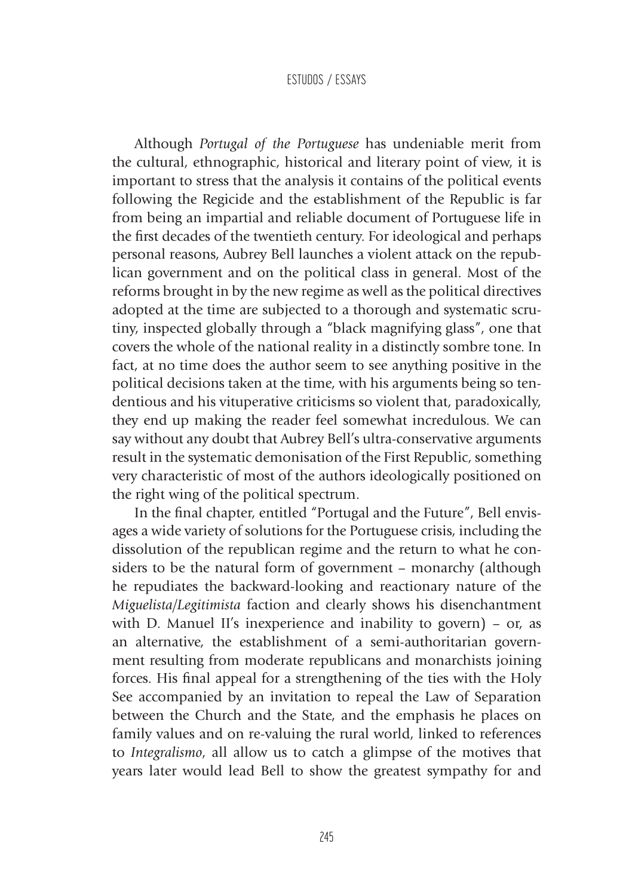Although *Portugal of the Portuguese* has undeniable merit from the cultural, ethnographic, historical and literary point of view, it is important to stress that the analysis it contains of the political events following the Regicide and the establishment of the Republic is far from being an impartial and reliable document of Portuguese life in the first decades of the twentieth century. For ideological and perhaps personal reasons, Aubrey Bell launches a violent attack on the republican government and on the political class in general. Most of the reforms brought in by the new regime as well as the political directives adopted at the time are subjected to a thorough and systematic scrutiny, inspected globally through a "black magnifying glass", one that covers the whole of the national reality in a distinctly sombre tone. In fact, at no time does the author seem to see anything positive in the political decisions taken at the time, with his arguments being so tendentious and his vituperative criticisms so violent that, paradoxically, they end up making the reader feel somewhat incredulous. We can say without any doubt that Aubrey Bell's ultra-conservative arguments result in the systematic demonisation of the First Republic, something very characteristic of most of the authors ideologically positioned on the right wing of the political spectrum.

In the final chapter, entitled "Portugal and the Future", Bell envisages a wide variety of solutions for the Portuguese crisis, including the dissolution of the republican regime and the return to what he considers to be the natural form of government – monarchy (although he repudiates the backward-looking and reactionary nature of the *Miguelista/Legitimista* faction and clearly shows his disenchantment with D. Manuel II's inexperience and inability to govern) – or, as an alternative, the establishment of a semi-authoritarian government resulting from moderate republicans and monarchists joining forces. His final appeal for a strengthening of the ties with the Holy See accompanied by an invitation to repeal the Law of Separation between the Church and the State, and the emphasis he places on family values and on re-valuing the rural world, linked to references to *Integralismo*, all allow us to catch a glimpse of the motives that years later would lead Bell to show the greatest sympathy for and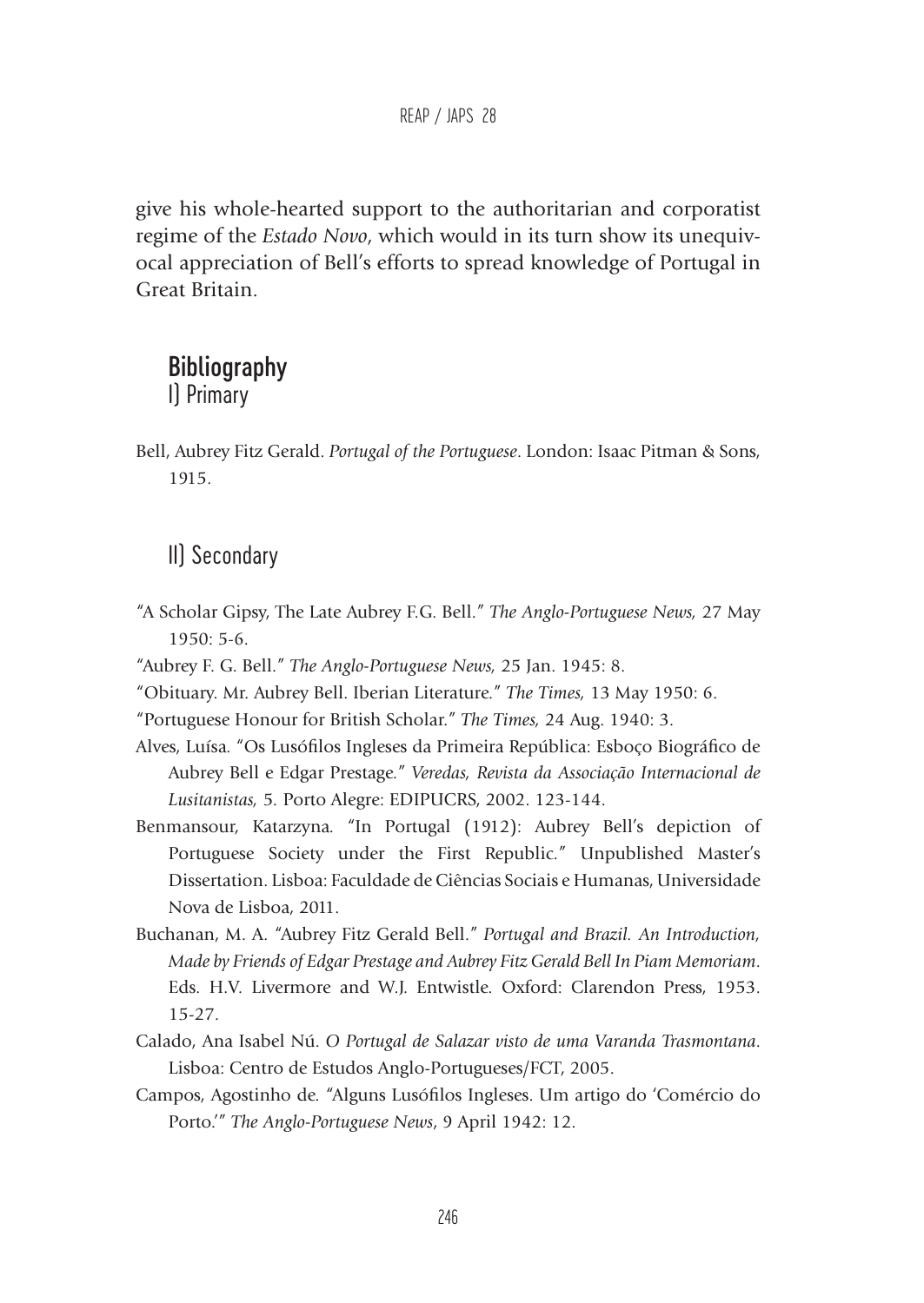give his whole-hearted support to the authoritarian and corporatist regime of the *Estado Novo*, which would in its turn show its unequivocal appreciation of Bell's efforts to spread knowledge of Portugal in Great Britain.

## Bibliography

### I) Primary

Bell, Aubrey Fitz Gerald. *Portugal of the Portuguese*. London: Isaac Pitman & Sons, 1915.

### II) Secondary

"A Scholar Gipsy, The Late Aubrey F.G. Bell." *The Anglo-Portuguese News,* 27 May 1950: 5-6.

"Aubrey F. G. Bell." *The Anglo-Portuguese News,* 25 Jan. 1945: 8.

"Obituary. Mr. Aubrey Bell. Iberian Literature." *The Times,* 13 May 1950: 6.

"Portuguese Honour for British Scholar." *The Times,* 24 Aug. 1940: 3.

Alves, Luísa. "Os Lusófilos Ingleses da Primeira República: Esboço Biográfico de Aubrey Bell e Edgar Prestage." *Veredas, Revista da Associação Internacional de Lusitanistas,* 5. Porto Alegre: EDIPUCRS, 2002. 123-144.

Benmansour, Katarzyna. "In Portugal (1912): Aubrey Bell's depiction of Portuguese Society under the First Republic." Unpublished Master's Dissertation. Lisboa: Faculdade de Ciências Sociais e Humanas, Universidade Nova de Lisboa, 2011.

Buchanan, M. A. "Aubrey Fitz Gerald Bell." *Portugal and Brazil. An Introduction, Made by Friends of Edgar Prestage and Aubrey Fitz Gerald Bell In Piam Memoriam*. Eds. H.V. Livermore and W.J. Entwistle. Oxford: Clarendon Press, 1953. 15-27.

Calado, Ana Isabel Nú. *O Portugal de Salazar visto de uma Varanda Trasmontana*. Lisboa: Centro de Estudos Anglo-Portugueses/FCT, 2005.

Campos, Agostinho de. "Alguns Lusófilos Ingleses. Um artigo do 'Comércio do Porto.'" *The Anglo-Portuguese News*, 9 April 1942: 12.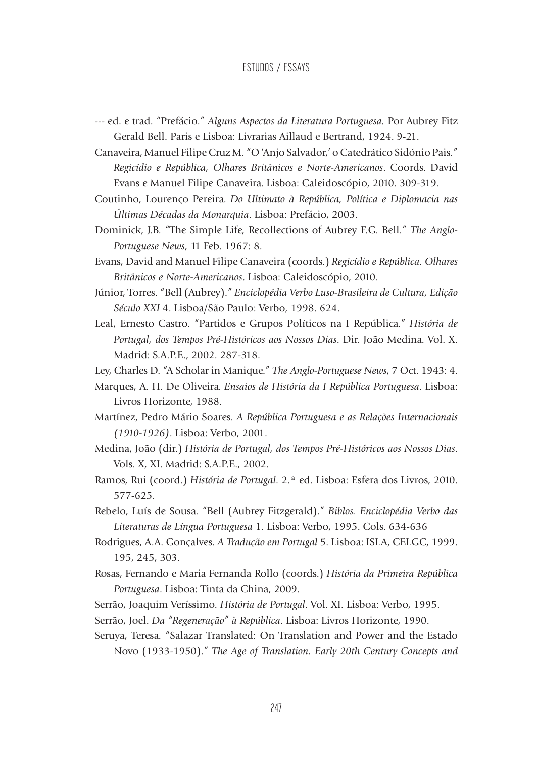--- ed. e trad. "Prefácio." *Alguns Aspectos da Literatura Portuguesa*. Por Aubrey Fitz Gerald Bell. Paris e Lisboa: Livrarias Aillaud e Bertrand, 1924. 9-21.

Canaveira, Manuel Filipe Cruz M. "O 'Anjo Salvador,' o Catedrático Sidónio Pais." *Regicídio e República, Olhares Britânicos e Norte-Americanos*. Coords. David Evans e Manuel Filipe Canaveira. Lisboa: Caleidoscópio, 2010. 309-319.

Coutinho, Lourenço Pereira. *Do Ultimato à República, Política e Diplomacia nas Últimas Décadas da Monarquia*. Lisboa: Prefácio, 2003.

Dominick, J.B. "The Simple Life, Recollections of Aubrey F.G. Bell." *The Anglo-Portuguese News*, 11 Feb. 1967: 8.

Evans, David and Manuel Filipe Canaveira (coords.) *Regicídio e República. Olhares Britânicos e Norte-Americanos*. Lisboa: Caleidoscópio, 2010.

Júnior, Torres. "Bell (Aubrey)." *Enciclopédia Verbo Luso-Brasileira de Cultura, Edição Século XXI* 4. Lisboa/São Paulo: Verbo, 1998. 624.

Leal, Ernesto Castro. "Partidos e Grupos Políticos na I República." *História de Portugal, dos Tempos Pré-Históricos aos Nossos Dias*. Dir. João Medina. Vol. X. Madrid: S.A.P.E., 2002. 287-318.

Ley, Charles D. "A Scholar in Manique." *The Anglo-Portuguese News*, 7 Oct. 1943: 4.

Marques, A. H. De Oliveira. *Ensaios de História da I República Portuguesa*. Lisboa: Livros Horizonte, 1988.

Martínez, Pedro Mário Soares. *A República Portuguesa e as Relações Internacionais (1910-1926)*. Lisboa: Verbo, 2001.

Medina, João (dir.) *História de Portugal, dos Tempos Pré-Históricos aos Nossos Dias*. Vols. X, XI. Madrid: S.A.P.E., 2002.

Ramos, Rui (coord.) *História de Portugal*. 2.ª ed. Lisboa: Esfera dos Livros, 2010. 577-625.

Rebelo, Luís de Sousa. "Bell (Aubrey Fitzgerald)." *Biblos. Enciclopédia Verbo das Literaturas de Língua Portuguesa* 1. Lisboa: Verbo, 1995. Cols. 634-636

Rodrigues, A.A. Gonçalves. *A Tradução em Portugal* 5. Lisboa: ISLA, CELGC, 1999. 195, 245, 303.

Rosas, Fernando e Maria Fernanda Rollo (coords.) *História da Primeira República Portuguesa*. Lisboa: Tinta da China, 2009.

Serrão, Joaquim Veríssimo. *História de Portugal*. Vol. XI. Lisboa: Verbo, 1995.

Serrão, Joel. *Da "Regeneração" à República*. Lisboa: Livros Horizonte, 1990.

Seruya, Teresa. "Salazar Translated: On Translation and Power and the Estado Novo (1933-1950)." *The Age of Translation. Early 20th Century Concepts and*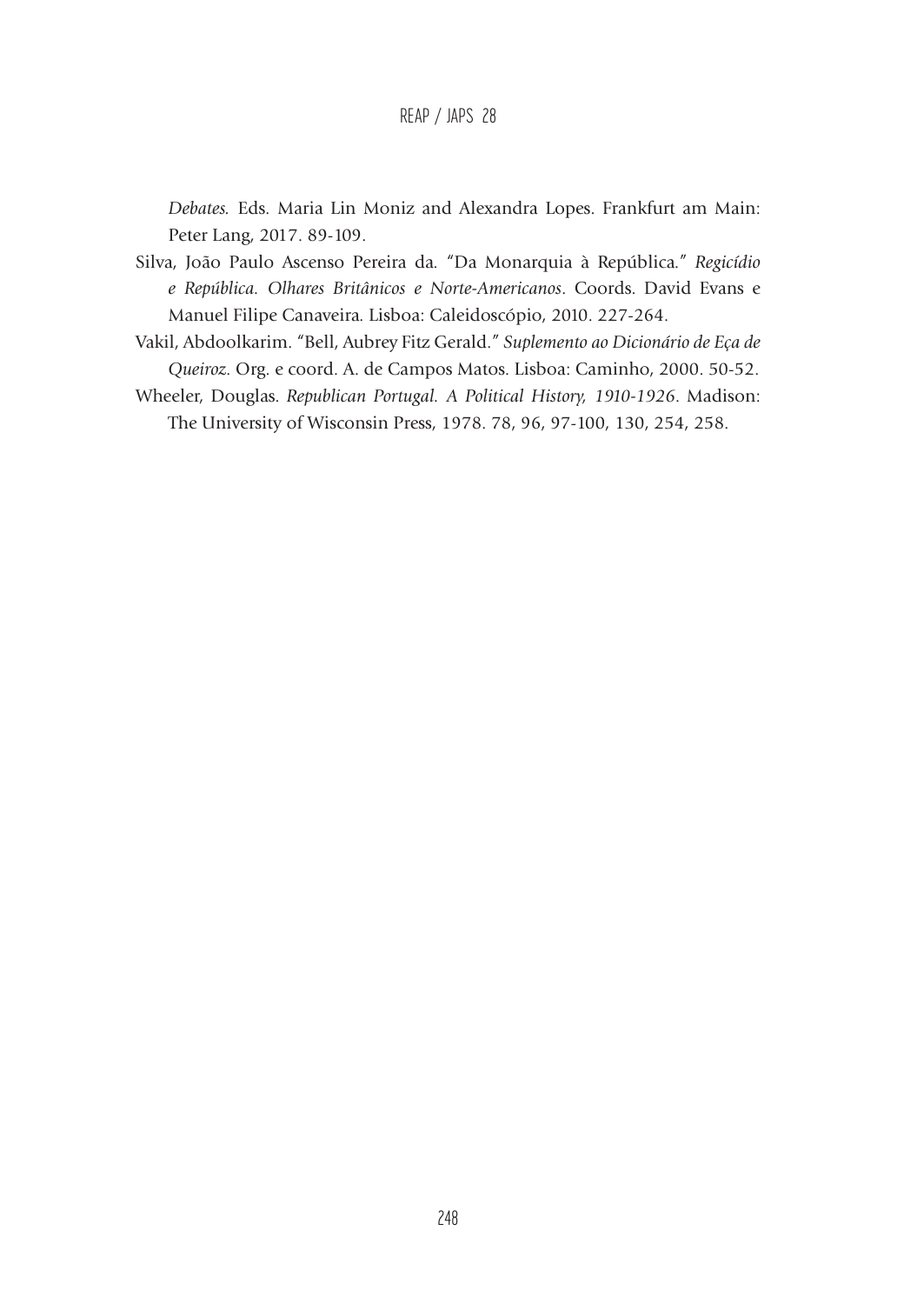*Debates.* Eds. Maria Lin Moniz and Alexandra Lopes. Frankfurt am Main: Peter Lang, 2017. 89-109.

Silva, João Paulo Ascenso Pereira da. "Da Monarquia à República." *Regicídio e República. Olhares Britânicos e Norte-Americanos*. Coords. David Evans e Manuel Filipe Canaveira. Lisboa: Caleidoscópio, 2010. 227-264.

Vakil, Abdoolkarim. "Bell, Aubrey Fitz Gerald." *Suplemento ao Dicionário de Eça de Queiroz*. Org. e coord. A. de Campos Matos. Lisboa: Caminho, 2000. 50-52.

Wheeler, Douglas. *Republican Portugal. A Political History, 1910-1926*. Madison: The University of Wisconsin Press, 1978. 78, 96, 97-100, 130, 254, 258.